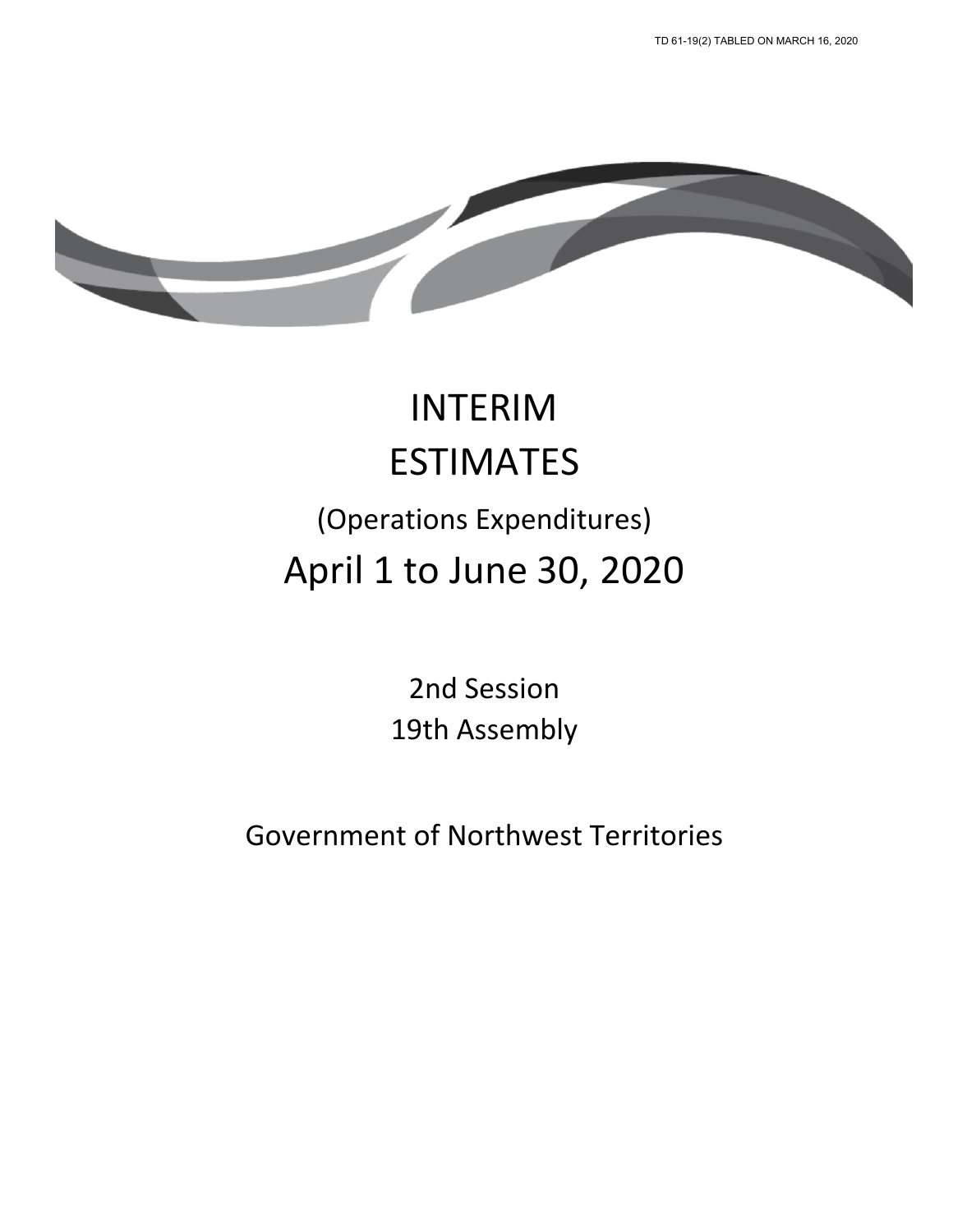TD 61-19(2) TABLED ON MARCH 16, 2020

# INTERIM ESTIMATES

(Operations Expenditures)

## April 1 to June 30, 2020

2nd Session

19th Assembly

Government of Northwest Territories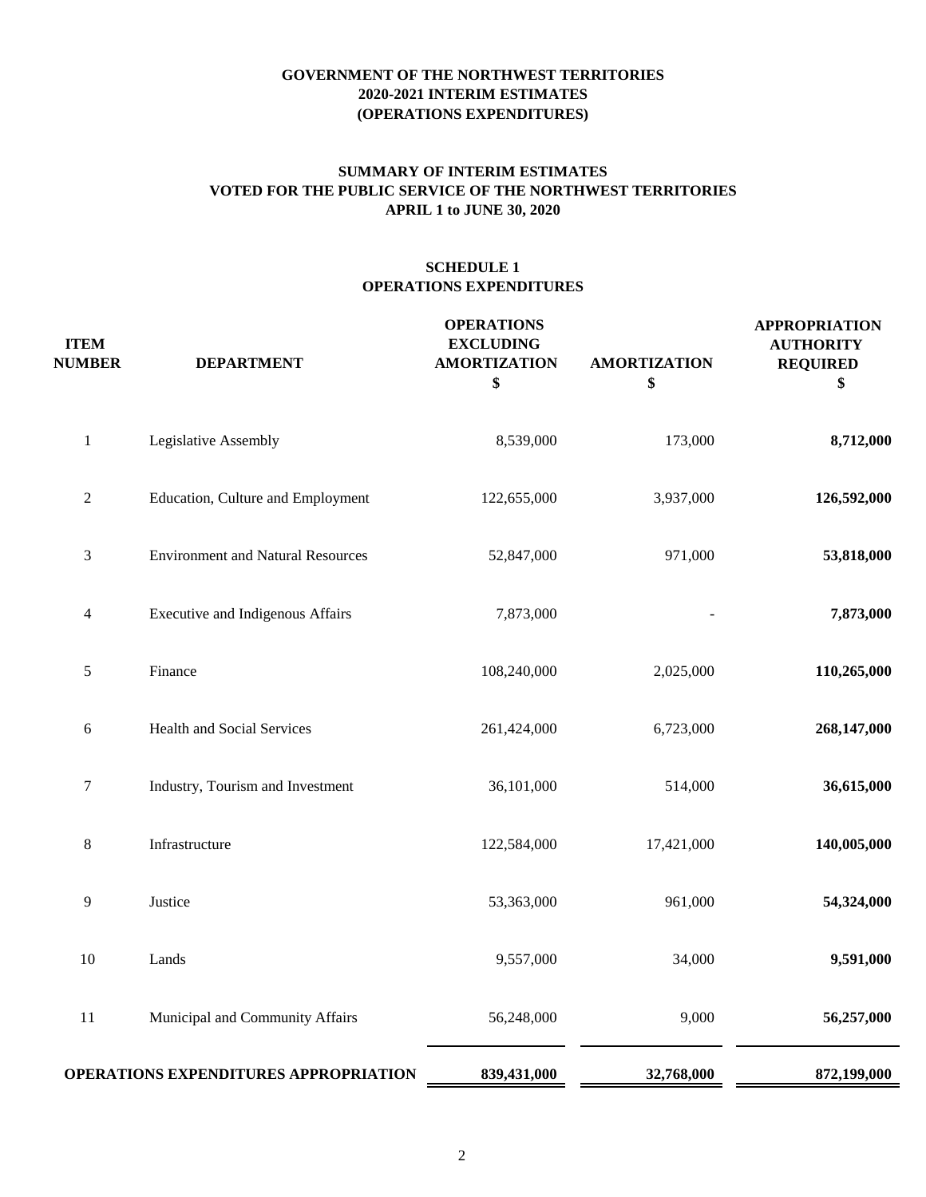# GOVERNMENT OF THE NORTHWEST TERRITORIES
## 2020-2021 INTERIM ESTIMATES
## (OPERATIONS EXPENDITURES)

### SUMMARY OF INTERIM ESTIMATES
### VOTED FOR THE PUBLIC SERVICE OF THE NORTHWEST TERRITORIES
### APRIL 1 to JUNE 30, 2020

### SCHEDULE 1
### OPERATIONS EXPENDITURES

| ITEM NUMBER | DEPARTMENT | OPERATIONS EXCLUDING AMORTIZATION $ | AMORTIZATION $ | APPROPRIATION AUTHORITY REQUIRED $ |
|---|---|---|---|---|
| 1 | Legislative Assembly | 8,539,000 | 173,000 | **8,712,000** |
| 2 | Education, Culture and Employment | 122,655,000 | 3,937,000 | **126,592,000** |
| 3 | Environment and Natural Resources | 52,847,000 | 971,000 | **53,818,000** |
| 4 | Executive and Indigenous Affairs | 7,873,000 | - | **7,873,000** |
| 5 | Finance | 108,240,000 | 2,025,000 | **110,265,000** |
| 6 | Health and Social Services | 261,424,000 | 6,723,000 | **268,147,000** |
| 7 | Industry, Tourism and Investment | 36,101,000 | 514,000 | **36,615,000** |
| 8 | Infrastructure | 122,584,000 | 17,421,000 | **140,005,000** |
| 9 | Justice | 53,363,000 | 961,000 | **54,324,000** |
| 10 | Lands | 9,557,000 | 34,000 | **9,591,000** |
| 11 | Municipal and Community Affairs | 56,248,000 | 9,000 | **56,257,000** |
| **OPERATIONS EXPENDITURES APPROPRIATION** | | **839,431,000** | **32,768,000** | **872,199,000** |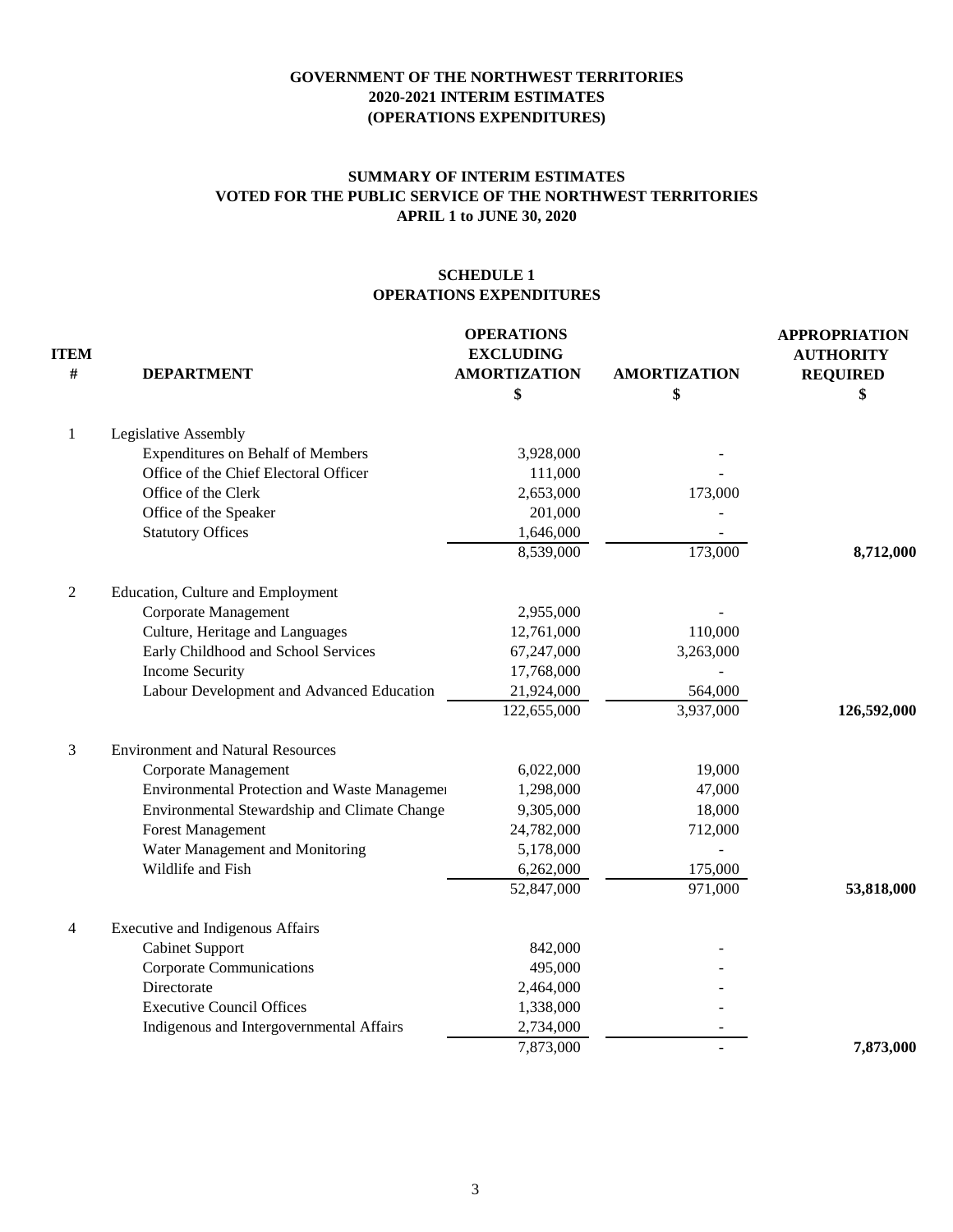# GOVERNMENT OF THE NORTHWEST TERRITORIES
## 2020-2021 INTERIM ESTIMATES
## (OPERATIONS EXPENDITURES)

### SUMMARY OF INTERIM ESTIMATES
### VOTED FOR THE PUBLIC SERVICE OF THE NORTHWEST TERRITORIES
### APRIL 1 to JUNE 30, 2020

### SCHEDULE 1
### OPERATIONS EXPENDITURES

| ITEM # | DEPARTMENT | OPERATIONS EXCLUDING AMORTIZATION $ | AMORTIZATION $ | APPROPRIATION AUTHORITY REQUIRED $ |
|---|---|---|---|---|
| 1 | Legislative Assembly | | | |
| | Expenditures on Behalf of Members | 3,928,000 | - | |
| | Office of the Chief Electoral Officer | 111,000 | - | |
| | Office of the Clerk | 2,653,000 | 173,000 | |
| | Office of the Speaker | 201,000 | - | |
| | Statutory Offices | 1,646,000 | - | |
| | | 8,539,000 | 173,000 | **8,712,000** |
| 2 | Education, Culture and Employment | | | |
| | Corporate Management | 2,955,000 | - | |
| | Culture, Heritage and Languages | 12,761,000 | 110,000 | |
| | Early Childhood and School Services | 67,247,000 | 3,263,000 | |
| | Income Security | 17,768,000 | - | |
| | Labour Development and Advanced Education | 21,924,000 | 564,000 | |
| | | 122,655,000 | 3,937,000 | **126,592,000** |
| 3 | Environment and Natural Resources | | | |
| | Corporate Management | 6,022,000 | 19,000 | |
| | Environmental Protection and Waste Manageme | 1,298,000 | 47,000 | |
| | Environmental Stewardship and Climate Change | 9,305,000 | 18,000 | |
| | Forest Management | 24,782,000 | 712,000 | |
| | Water Management and Monitoring | 5,178,000 | - | |
| | Wildlife and Fish | 6,262,000 | 175,000 | |
| | | 52,847,000 | 971,000 | **53,818,000** |
| 4 | Executive and Indigenous Affairs | | | |
| | Cabinet Support | 842,000 | - | |
| | Corporate Communications | 495,000 | - | |
| | Directorate | 2,464,000 | - | |
| | Executive Council Offices | 1,338,000 | - | |
| | Indigenous and Intergovernmental Affairs | 2,734,000 | - | |
| | | 7,873,000 | - | **7,873,000** |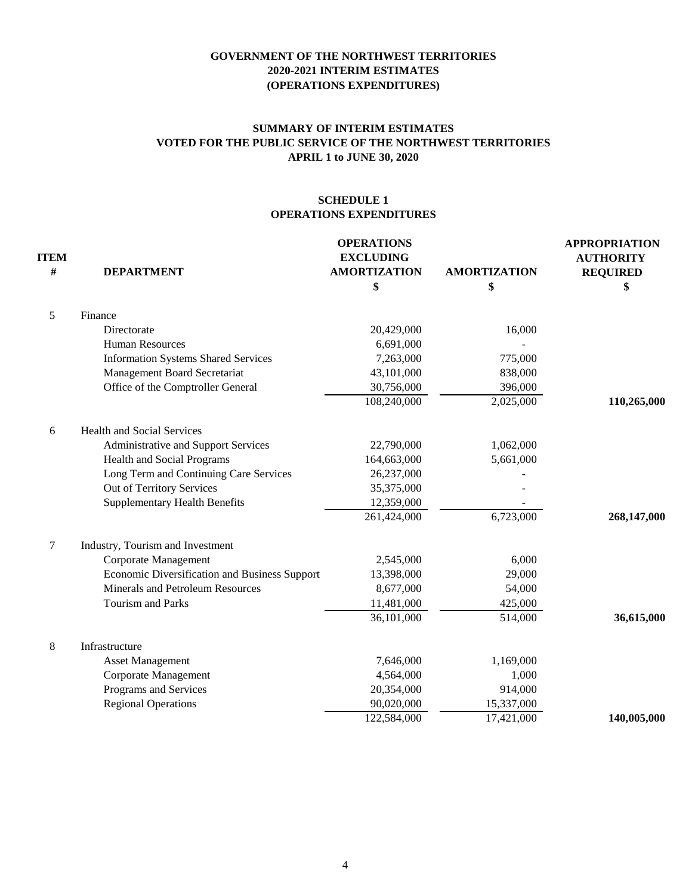**GOVERNMENT OF THE NORTHWEST TERRITORIES**
**2020-2021 INTERIM ESTIMATES**
**(OPERATIONS EXPENDITURES)**

**SUMMARY OF INTERIM ESTIMATES**
**VOTED FOR THE PUBLIC SERVICE OF THE NORTHWEST TERRITORIES**
**APRIL 1 to JUNE 30, 2020**

**SCHEDULE 1**
**OPERATIONS EXPENDITURES**

| ITEM # | DEPARTMENT | OPERATIONS EXCLUDING AMORTIZATION $ | AMORTIZATION $ | APPROPRIATION AUTHORITY REQUIRED $ |
|---|---|---|---|---|
| 5 | Finance | | | |
| | Directorate | 20,429,000 | 16,000 | |
| | Human Resources | 6,691,000 | - | |
| | Information Systems Shared Services | 7,263,000 | 775,000 | |
| | Management Board Secretariat | 43,101,000 | 838,000 | |
| | Office of the Comptroller General | 30,756,000 | 396,000 | |
| | | 108,240,000 | 2,025,000 | **110,265,000** |
| 6 | Health and Social Services | | | |
| | Administrative and Support Services | 22,790,000 | 1,062,000 | |
| | Health and Social Programs | 164,663,000 | 5,661,000 | |
| | Long Term and Continuing Care Services | 26,237,000 | - | |
| | Out of Territory Services | 35,375,000 | - | |
| | Supplementary Health Benefits | 12,359,000 | - | |
| | | 261,424,000 | 6,723,000 | **268,147,000** |
| 7 | Industry, Tourism and Investment | | | |
| | Corporate Management | 2,545,000 | 6,000 | |
| | Economic Diversification and Business Support | 13,398,000 | 29,000 | |
| | Minerals and Petroleum Resources | 8,677,000 | 54,000 | |
| | Tourism and Parks | 11,481,000 | 425,000 | |
| | | 36,101,000 | 514,000 | **36,615,000** |
| 8 | Infrastructure | | | |
| | Asset Management | 7,646,000 | 1,169,000 | |
| | Corporate Management | 4,564,000 | 1,000 | |
| | Programs and Services | 20,354,000 | 914,000 | |
| | Regional Operations | 90,020,000 | 15,337,000 | |
| | | 122,584,000 | 17,421,000 | **140,005,000** |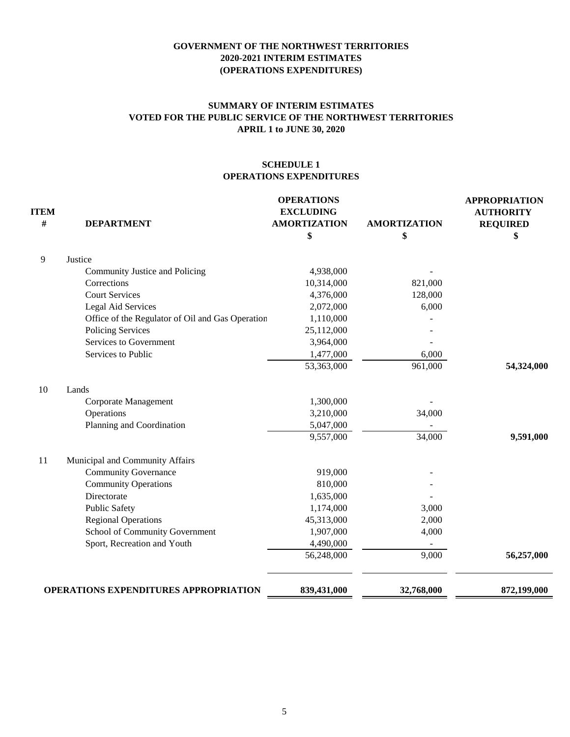**GOVERNMENT OF THE NORTHWEST TERRITORIES**
**2020-2021 INTERIM ESTIMATES**
**(OPERATIONS EXPENDITURES)**

**SUMMARY OF INTERIM ESTIMATES**
**VOTED FOR THE PUBLIC SERVICE OF THE NORTHWEST TERRITORIES**
**APRIL 1 to JUNE 30, 2020**

**SCHEDULE 1**
**OPERATIONS EXPENDITURES**

| ITEM # | DEPARTMENT | OPERATIONS EXCLUDING AMORTIZATION $ | AMORTIZATION $ | APPROPRIATION AUTHORITY REQUIRED $ |
|---|---|---|---|---|
| 9 | Justice | | | |
| | Community Justice and Policing | 4,938,000 | - | |
| | Corrections | 10,314,000 | 821,000 | |
| | Court Services | 4,376,000 | 128,000 | |
| | Legal Aid Services | 2,072,000 | 6,000 | |
| | Office of the Regulator of Oil and Gas Operation | 1,110,000 | - | |
| | Policing Services | 25,112,000 | - | |
| | Services to Government | 3,964,000 | - | |
| | Services to Public | 1,477,000 | 6,000 | |
| | | 53,363,000 | 961,000 | **54,324,000** |
| 10 | Lands | | | |
| | Corporate Management | 1,300,000 | - | |
| | Operations | 3,210,000 | 34,000 | |
| | Planning and Coordination | 5,047,000 | - | |
| | | 9,557,000 | 34,000 | **9,591,000** |
| 11 | Municipal and Community Affairs | | | |
| | Community Governance | 919,000 | - | |
| | Community Operations | 810,000 | - | |
| | Directorate | 1,635,000 | - | |
| | Public Safety | 1,174,000 | 3,000 | |
| | Regional Operations | 45,313,000 | 2,000 | |
| | School of Community Government | 1,907,000 | 4,000 | |
| | Sport, Recreation and Youth | 4,490,000 | - | |
| | | 56,248,000 | 9,000 | **56,257,000** |
| | **OPERATIONS EXPENDITURES APPROPRIATION** | **839,431,000** | **32,768,000** | **872,199,000** |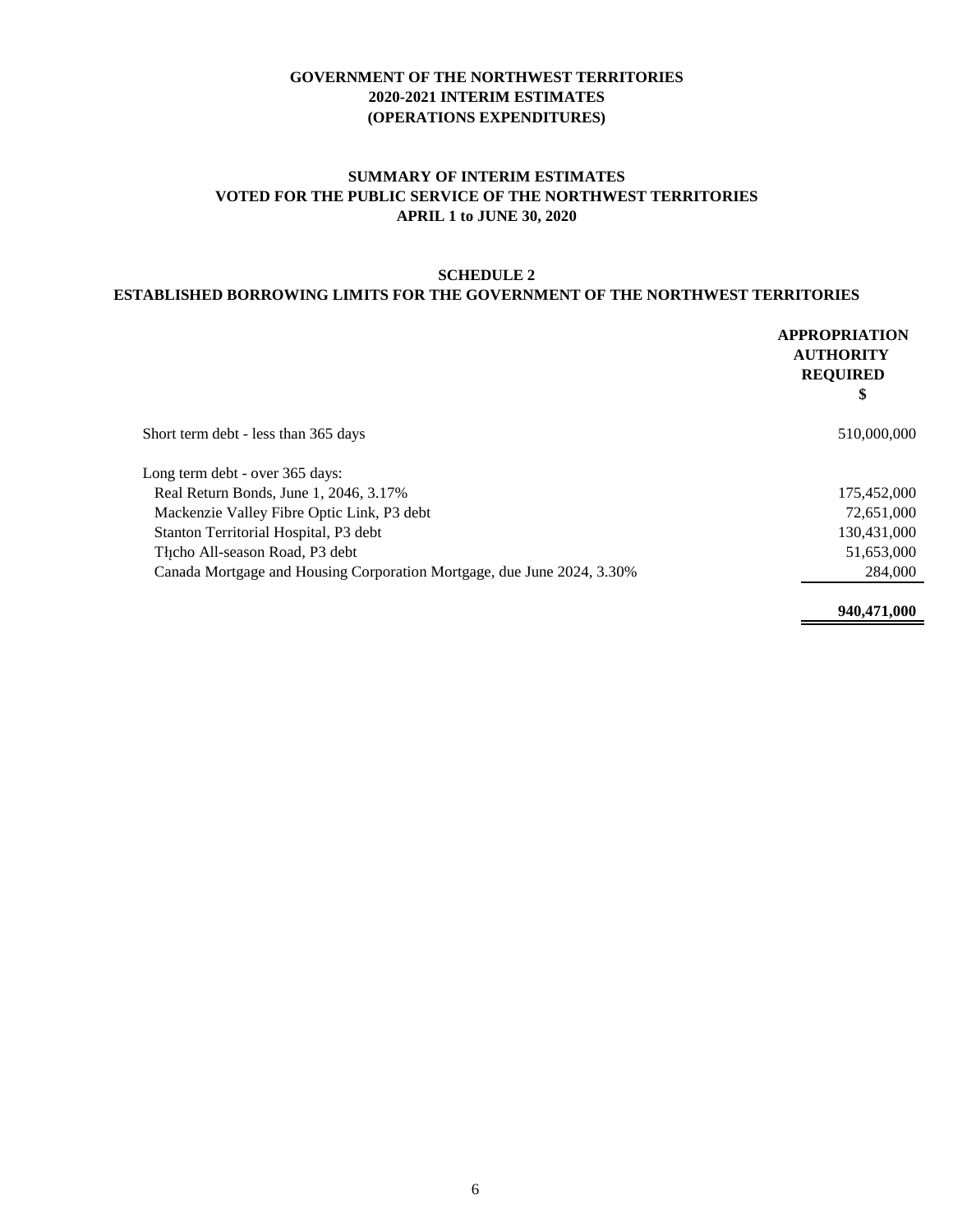**GOVERNMENT OF THE NORTHWEST TERRITORIES**
**2020-2021 INTERIM ESTIMATES**
**(OPERATIONS EXPENDITURES)**

**SUMMARY OF INTERIM ESTIMATES**
**VOTED FOR THE PUBLIC SERVICE OF THE NORTHWEST TERRITORIES**
**APRIL 1 to JUNE 30, 2020**

**SCHEDULE 2**
**ESTABLISHED BORROWING LIMITS FOR THE GOVERNMENT OF THE NORTHWEST TERRITORIES**

| | APPROPRIATION AUTHORITY REQUIRED $ |
|---|---|
| Short term debt - less than 365 days | 510,000,000 |
| Long term debt - over 365 days: | |
| Real Return Bonds, June 1, 2046, 3.17% | 175,452,000 |
| Mackenzie Valley Fibre Optic Link, P3 debt | 72,651,000 |
| Stanton Territorial Hospital, P3 debt | 130,431,000 |
| Tłı̨cho All-season Road, P3 debt | 51,653,000 |
| Canada Mortgage and Housing Corporation Mortgage, due June 2024, 3.30% | 284,000 |
| | **940,471,000** |